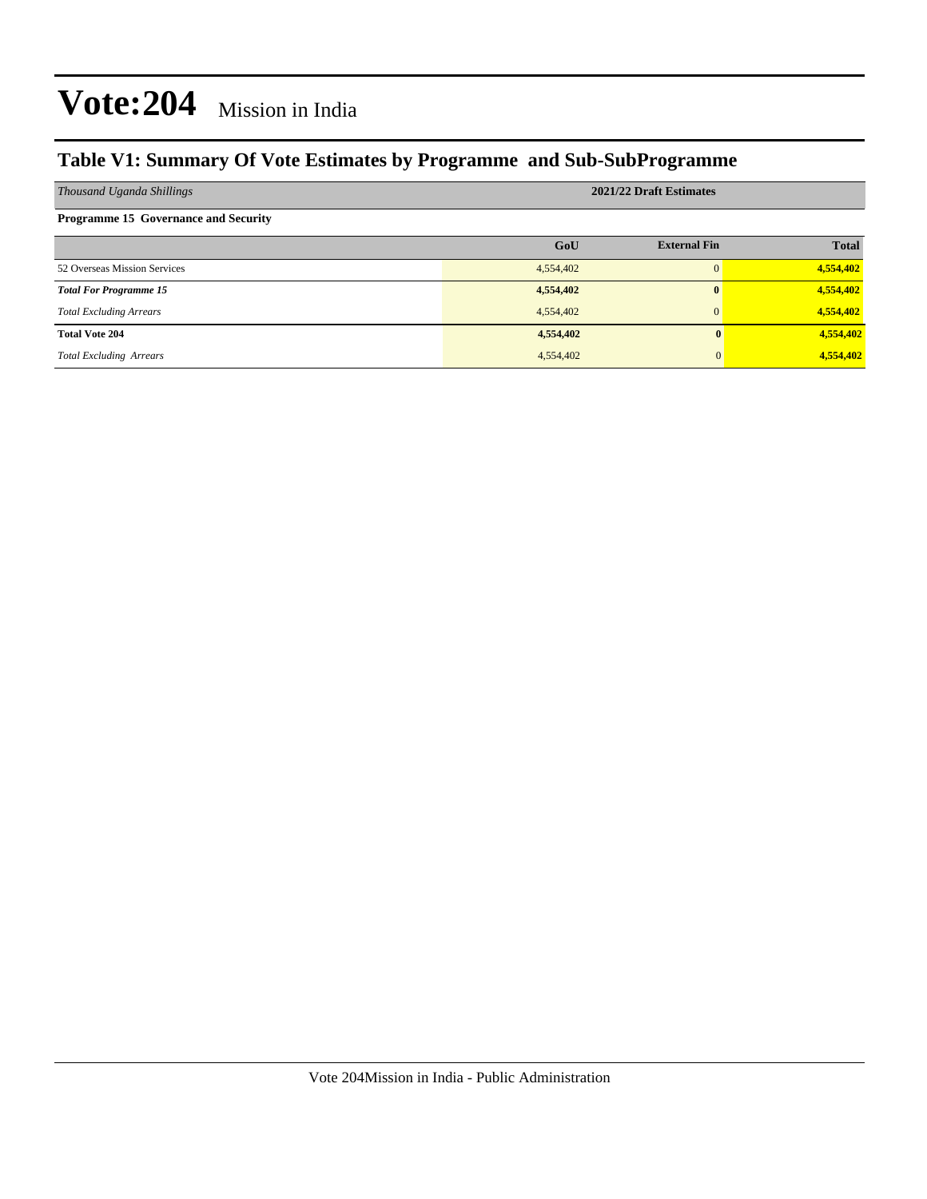# Vote:204 Mission in India

## Table V1: Summary Of Vote Estimates by Programme and Sub-SubProgramme

| *Thousand Uganda Shillings* | 2021/22 Draft Estimates | | |
|---|---|---|---|
| **Programme 15 Governance and Security** | | | |
| | **GoU** | **External Fin** | **Total** |
| 52 Overseas Mission Services | 4,554,402 | 0 | **4,554,402** |
| ***Total For Programme 15*** | **4,554,402** | **0** | **4,554,402** |
| *Total Excluding Arrears* | 4,554,402 | 0 | **4,554,402** |
| **Total Vote 204** | **4,554,402** | **0** | **4,554,402** |
| *Total Excluding Arrears* | 4,554,402 | 0 | **4,554,402** |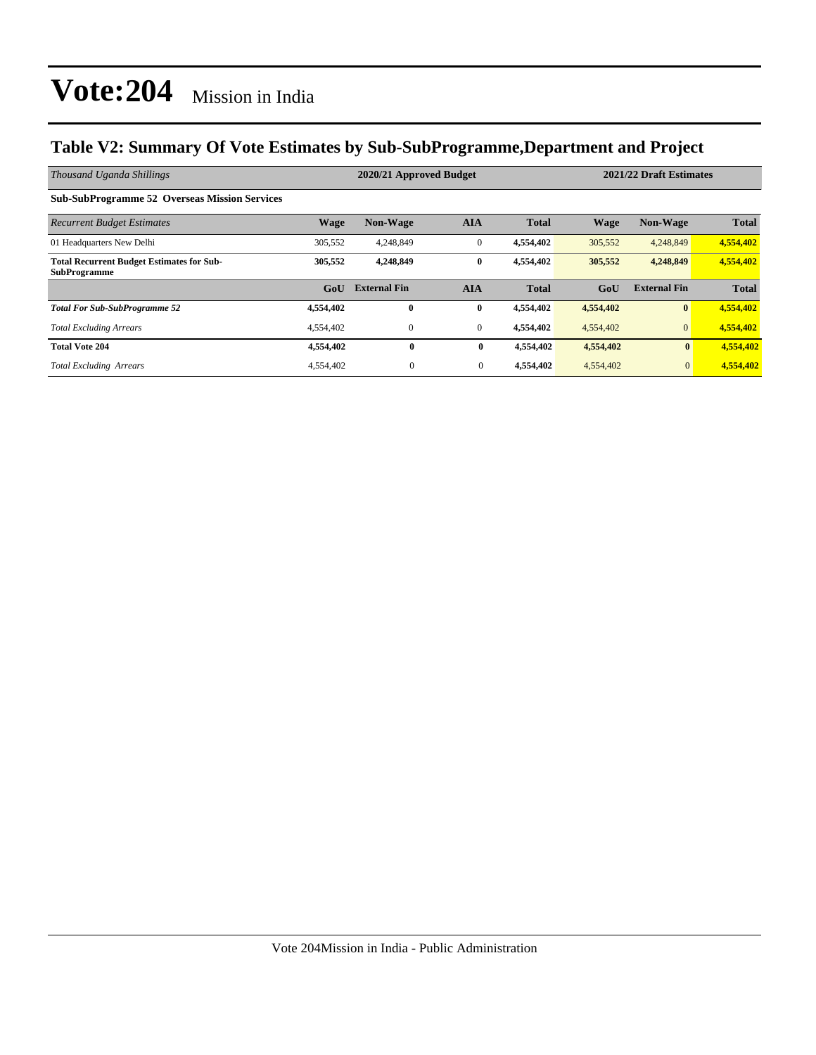# Vote:204 Mission in India

## Table V2: Summary Of Vote Estimates by Sub-SubProgramme,Department and Project

| *Thousand Uganda Shillings* | 2020/21 Approved Budget | | | | 2021/22 Draft Estimates | | |
|---|---|---|---|---|---|---|---|
| **Sub-SubProgramme 52 Overseas Mission Services** | | | | | | | |
| *Recurrent Budget Estimates* | **Wage** | **Non-Wage** | **AIA** | **Total** | **Wage** | **Non-Wage** | **Total** |
| 01 Headquarters New Delhi | 305,552 | 4,248,849 | 0 | **4,554,402** | 305,552 | 4,248,849 | **4,554,402** |
| **Total Recurrent Budget Estimates for Sub-SubProgramme** | **305,552** | **4,248,849** | **0** | **4,554,402** | **305,552** | **4,248,849** | **4,554,402** |
| | **GoU** | **External Fin** | **AIA** | **Total** | **GoU** | **External Fin** | **Total** |
| ***Total For Sub-SubProgramme 52*** | **4,554,402** | **0** | **0** | **4,554,402** | **4,554,402** | **0** | **4,554,402** |
| *Total Excluding Arrears* | 4,554,402 | 0 | 0 | **4,554,402** | 4,554,402 | 0 | **4,554,402** |
| **Total Vote 204** | **4,554,402** | **0** | **0** | **4,554,402** | **4,554,402** | **0** | **4,554,402** |
| *Total Excluding Arrears* | 4,554,402 | 0 | 0 | **4,554,402** | 4,554,402 | 0 | **4,554,402** |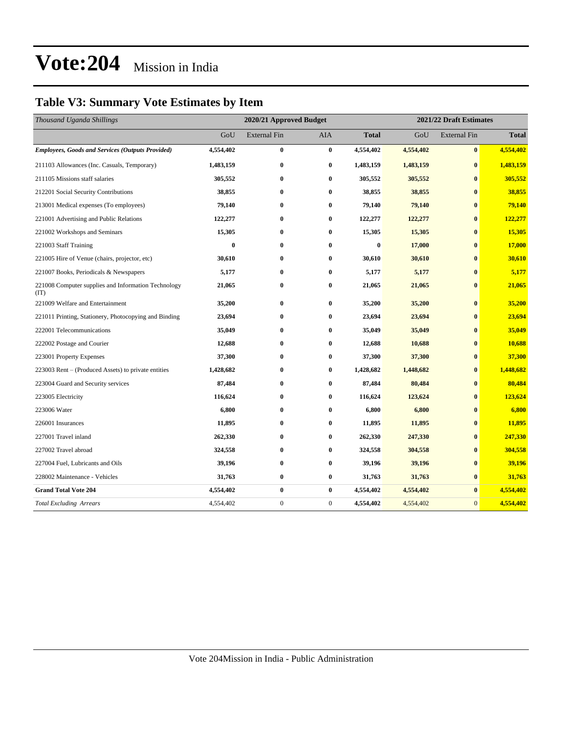# Vote:204 Mission in India

## Table V3: Summary Vote Estimates by Item

| *Thousand Uganda Shillings* | 2020/21 Approved Budget | | | | 2021/22 Draft Estimates | | |
|---|---|---|---|---|---|---|---|
| | GoU | External Fin | AIA | **Total** | GoU | External Fin | **Total** |
| ***Employees, Goods and Services (Outputs Provided)*** | **4,554,402** | **0** | **0** | **4,554,402** | **4,554,402** | **0** | **4,554,402** |
| 211103 Allowances (Inc. Casuals, Temporary) | **1,483,159** | **0** | **0** | **1,483,159** | **1,483,159** | **0** | **1,483,159** |
| 211105 Missions staff salaries | **305,552** | **0** | **0** | **305,552** | **305,552** | **0** | **305,552** |
| 212201 Social Security Contributions | **38,855** | **0** | **0** | **38,855** | **38,855** | **0** | **38,855** |
| 213001 Medical expenses (To employees) | **79,140** | **0** | **0** | **79,140** | **79,140** | **0** | **79,140** |
| 221001 Advertising and Public Relations | **122,277** | **0** | **0** | **122,277** | **122,277** | **0** | **122,277** |
| 221002 Workshops and Seminars | **15,305** | **0** | **0** | **15,305** | **15,305** | **0** | **15,305** |
| 221003 Staff Training | **0** | **0** | **0** | **0** | **17,000** | **0** | **17,000** |
| 221005 Hire of Venue (chairs, projector, etc) | **30,610** | **0** | **0** | **30,610** | **30,610** | **0** | **30,610** |
| 221007 Books, Periodicals & Newspapers | **5,177** | **0** | **0** | **5,177** | **5,177** | **0** | **5,177** |
| 221008 Computer supplies and Information Technology (IT) | **21,065** | **0** | **0** | **21,065** | **21,065** | **0** | **21,065** |
| 221009 Welfare and Entertainment | **35,200** | **0** | **0** | **35,200** | **35,200** | **0** | **35,200** |
| 221011 Printing, Stationery, Photocopying and Binding | **23,694** | **0** | **0** | **23,694** | **23,694** | **0** | **23,694** |
| 222001 Telecommunications | **35,049** | **0** | **0** | **35,049** | **35,049** | **0** | **35,049** |
| 222002 Postage and Courier | **12,688** | **0** | **0** | **12,688** | **10,688** | **0** | **10,688** |
| 223001 Property Expenses | **37,300** | **0** | **0** | **37,300** | **37,300** | **0** | **37,300** |
| 223003 Rent – (Produced Assets) to private entities | **1,428,682** | **0** | **0** | **1,428,682** | **1,448,682** | **0** | **1,448,682** |
| 223004 Guard and Security services | **87,484** | **0** | **0** | **87,484** | **80,484** | **0** | **80,484** |
| 223005 Electricity | **116,624** | **0** | **0** | **116,624** | **123,624** | **0** | **123,624** |
| 223006 Water | **6,800** | **0** | **0** | **6,800** | **6,800** | **0** | **6,800** |
| 226001 Insurances | **11,895** | **0** | **0** | **11,895** | **11,895** | **0** | **11,895** |
| 227001 Travel inland | **262,330** | **0** | **0** | **262,330** | **247,330** | **0** | **247,330** |
| 227002 Travel abroad | **324,558** | **0** | **0** | **324,558** | **304,558** | **0** | **304,558** |
| 227004 Fuel, Lubricants and Oils | **39,196** | **0** | **0** | **39,196** | **39,196** | **0** | **39,196** |
| 228002 Maintenance - Vehicles | **31,763** | **0** | **0** | **31,763** | **31,763** | **0** | **31,763** |
| **Grand Total Vote 204** | **4,554,402** | **0** | **0** | **4,554,402** | **4,554,402** | **0** | **4,554,402** |
| *Total Excluding Arrears* | 4,554,402 | 0 | 0 | **4,554,402** | 4,554,402 | 0 | **4,554,402** |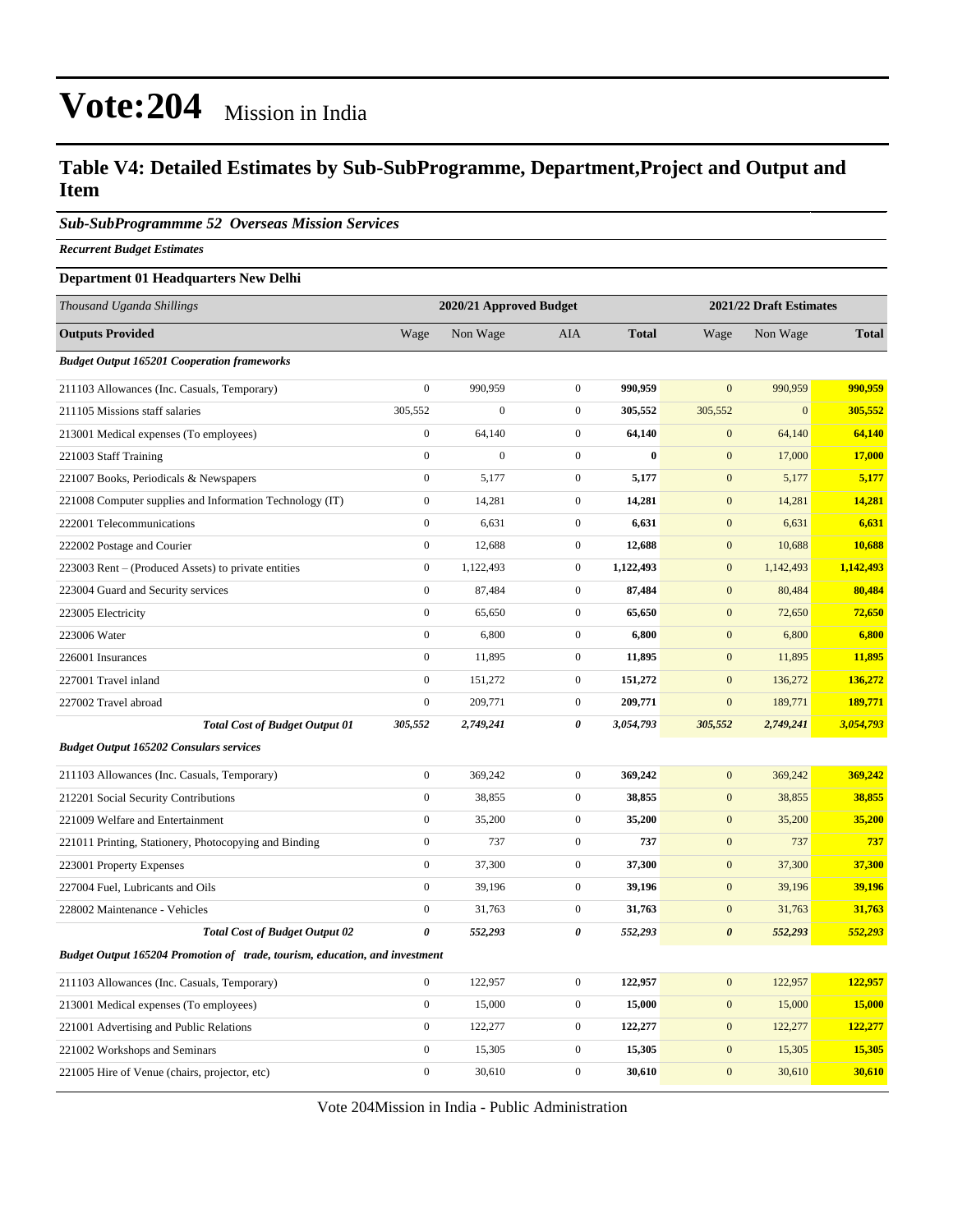# Vote:204 Mission in India

## Table V4: Detailed Estimates by Sub-SubProgramme, Department,Project and Output and Item

### *Sub-SubProgrammme 52 Overseas Mission Services*

***Recurrent Budget Estimates***

**Department 01 Headquarters New Delhi**

| *Thousand Uganda Shillings* | 2020/21 Approved Budget | | | | 2021/22 Draft Estimates | | |
|---|---|---|---|---|---|---|---|
| **Outputs Provided** | Wage | Non Wage | AIA | **Total** | Wage | Non Wage | **Total** |
| ***Budget Output 165201 Cooperation frameworks*** | | | | | | | |
| 211103 Allowances (Inc. Casuals, Temporary) | 0 | 990,959 | 0 | **990,959** | 0 | 990,959 | **990,959** |
| 211105 Missions staff salaries | 305,552 | 0 | 0 | **305,552** | 305,552 | 0 | **305,552** |
| 213001 Medical expenses (To employees) | 0 | 64,140 | 0 | **64,140** | 0 | 64,140 | **64,140** |
| 221003 Staff Training | 0 | 0 | 0 | **0** | 0 | 17,000 | **17,000** |
| 221007 Books, Periodicals & Newspapers | 0 | 5,177 | 0 | **5,177** | 0 | 5,177 | **5,177** |
| 221008 Computer supplies and Information Technology (IT) | 0 | 14,281 | 0 | **14,281** | 0 | 14,281 | **14,281** |
| 222001 Telecommunications | 0 | 6,631 | 0 | **6,631** | 0 | 6,631 | **6,631** |
| 222002 Postage and Courier | 0 | 12,688 | 0 | **12,688** | 0 | 10,688 | **10,688** |
| 223003 Rent – (Produced Assets) to private entities | 0 | 1,122,493 | 0 | **1,122,493** | 0 | 1,142,493 | **1,142,493** |
| 223004 Guard and Security services | 0 | 87,484 | 0 | **87,484** | 0 | 80,484 | **80,484** |
| 223005 Electricity | 0 | 65,650 | 0 | **65,650** | 0 | 72,650 | **72,650** |
| 223006 Water | 0 | 6,800 | 0 | **6,800** | 0 | 6,800 | **6,800** |
| 226001 Insurances | 0 | 11,895 | 0 | **11,895** | 0 | 11,895 | **11,895** |
| 227001 Travel inland | 0 | 151,272 | 0 | **151,272** | 0 | 136,272 | **136,272** |
| 227002 Travel abroad | 0 | 209,771 | 0 | **209,771** | 0 | 189,771 | **189,771** |
| ***Total Cost of Budget Output 01*** | ***305,552*** | ***2,749,241*** | ***0*** | ***3,054,793*** | ***305,552*** | ***2,749,241*** | ***3,054,793*** |
| ***Budget Output 165202 Consulars services*** | | | | | | | |
| 211103 Allowances (Inc. Casuals, Temporary) | 0 | 369,242 | 0 | **369,242** | 0 | 369,242 | **369,242** |
| 212201 Social Security Contributions | 0 | 38,855 | 0 | **38,855** | 0 | 38,855 | **38,855** |
| 221009 Welfare and Entertainment | 0 | 35,200 | 0 | **35,200** | 0 | 35,200 | **35,200** |
| 221011 Printing, Stationery, Photocopying and Binding | 0 | 737 | 0 | **737** | 0 | 737 | **737** |
| 223001 Property Expenses | 0 | 37,300 | 0 | **37,300** | 0 | 37,300 | **37,300** |
| 227004 Fuel, Lubricants and Oils | 0 | 39,196 | 0 | **39,196** | 0 | 39,196 | **39,196** |
| 228002 Maintenance - Vehicles | 0 | 31,763 | 0 | **31,763** | 0 | 31,763 | **31,763** |
| ***Total Cost of Budget Output 02*** | ***0*** | ***552,293*** | ***0*** | ***552,293*** | ***0*** | ***552,293*** | ***552,293*** |
| ***Budget Output 165204 Promotion of trade, tourism, education, and investment*** | | | | | | | |
| 211103 Allowances (Inc. Casuals, Temporary) | 0 | 122,957 | 0 | **122,957** | 0 | 122,957 | **122,957** |
| 213001 Medical expenses (To employees) | 0 | 15,000 | 0 | **15,000** | 0 | 15,000 | **15,000** |
| 221001 Advertising and Public Relations | 0 | 122,277 | 0 | **122,277** | 0 | 122,277 | **122,277** |
| 221002 Workshops and Seminars | 0 | 15,305 | 0 | **15,305** | 0 | 15,305 | **15,305** |
| 221005 Hire of Venue (chairs, projector, etc) | 0 | 30,610 | 0 | **30,610** | 0 | 30,610 | **30,610** |

Vote 204Mission in India - Public Administration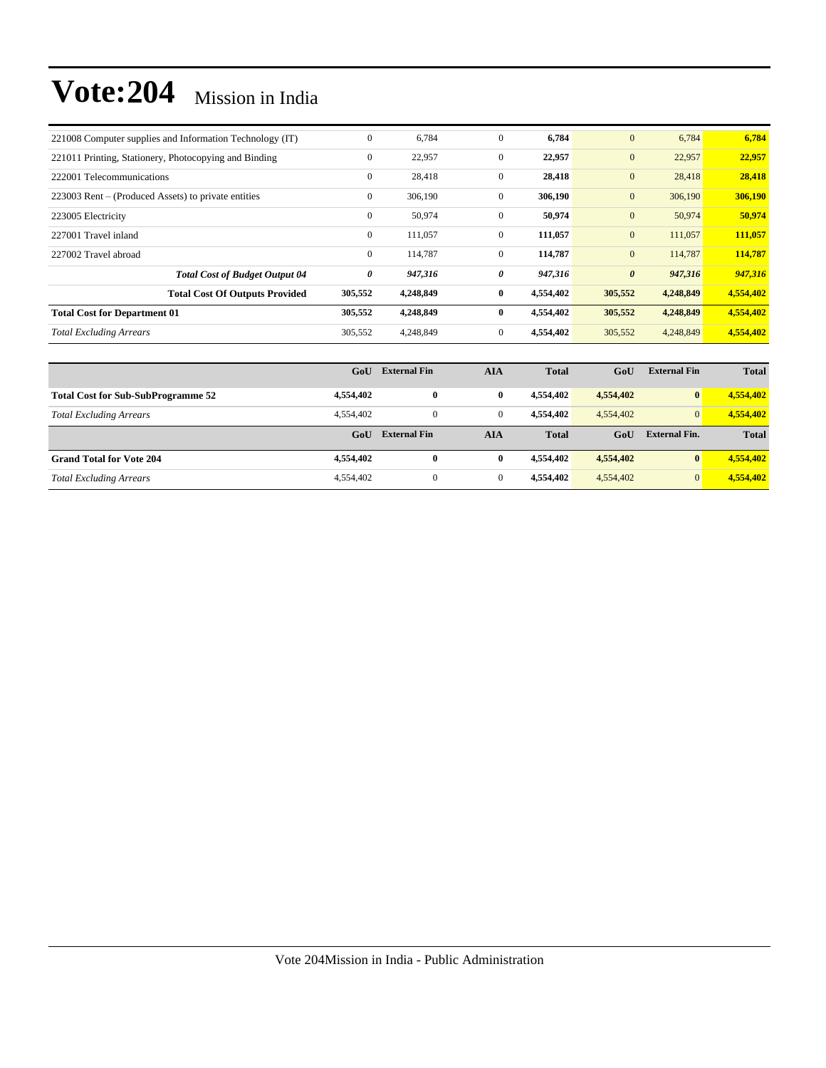# Vote:204 Mission in India

| | | | | | | | |
|---|---|---|---|---|---|---|---|
| 221008 Computer supplies and Information Technology (IT) | 0 | 6,784 | 0 | **6,784** | 0 | 6,784 | **6,784** |
| 221011 Printing, Stationery, Photocopying and Binding | 0 | 22,957 | 0 | **22,957** | 0 | 22,957 | **22,957** |
| 222001 Telecommunications | 0 | 28,418 | 0 | **28,418** | 0 | 28,418 | **28,418** |
| 223003 Rent – (Produced Assets) to private entities | 0 | 306,190 | 0 | **306,190** | 0 | 306,190 | **306,190** |
| 223005 Electricity | 0 | 50,974 | 0 | **50,974** | 0 | 50,974 | **50,974** |
| 227001 Travel inland | 0 | 111,057 | 0 | **111,057** | 0 | 111,057 | **111,057** |
| 227002 Travel abroad | 0 | 114,787 | 0 | **114,787** | 0 | 114,787 | **114,787** |
| ***Total Cost of Budget Output 04*** | ***0*** | ***947,316*** | ***0*** | ***947,316*** | ***0*** | ***947,316*** | ***947,316*** |
| **Total Cost Of Outputs Provided** | **305,552** | **4,248,849** | **0** | **4,554,402** | **305,552** | **4,248,849** | **4,554,402** |
| **Total Cost for Department 01** | **305,552** | **4,248,849** | **0** | **4,554,402** | **305,552** | **4,248,849** | **4,554,402** |
| *Total Excluding Arrears* | 305,552 | 4,248,849 | 0 | **4,554,402** | 305,552 | 4,248,849 | **4,554,402** |

| | GoU | External Fin | AIA | Total | GoU | External Fin | Total |
|---|---|---|---|---|---|---|---|
| **Total Cost for Sub-SubProgramme 52** | **4,554,402** | **0** | **0** | **4,554,402** | **4,554,402** | **0** | **4,554,402** |
| *Total Excluding Arrears* | 4,554,402 | 0 | 0 | **4,554,402** | 4,554,402 | 0 | **4,554,402** |

| | GoU | External Fin | AIA | Total | GoU | External Fin. | Total |
|---|---|---|---|---|---|---|---|
| **Grand Total for Vote 204** | **4,554,402** | **0** | **0** | **4,554,402** | **4,554,402** | **0** | **4,554,402** |
| *Total Excluding Arrears* | 4,554,402 | 0 | 0 | **4,554,402** | 4,554,402 | 0 | **4,554,402** |